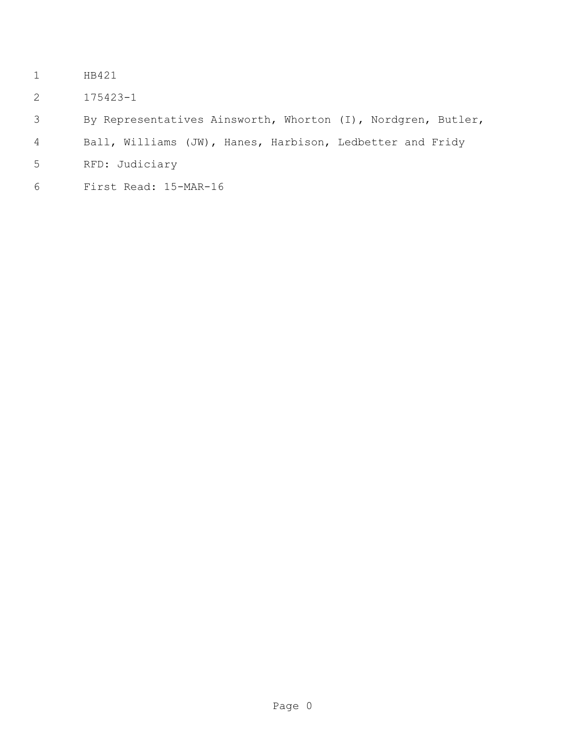HB421

175423-1

By Representatives Ainsworth, Whorton (I), Nordgren, Butler, Ball, Williams (JW), Hanes, Harbison, Ledbetter and Fridy

RFD: Judiciary

First Read: 15-MAR-16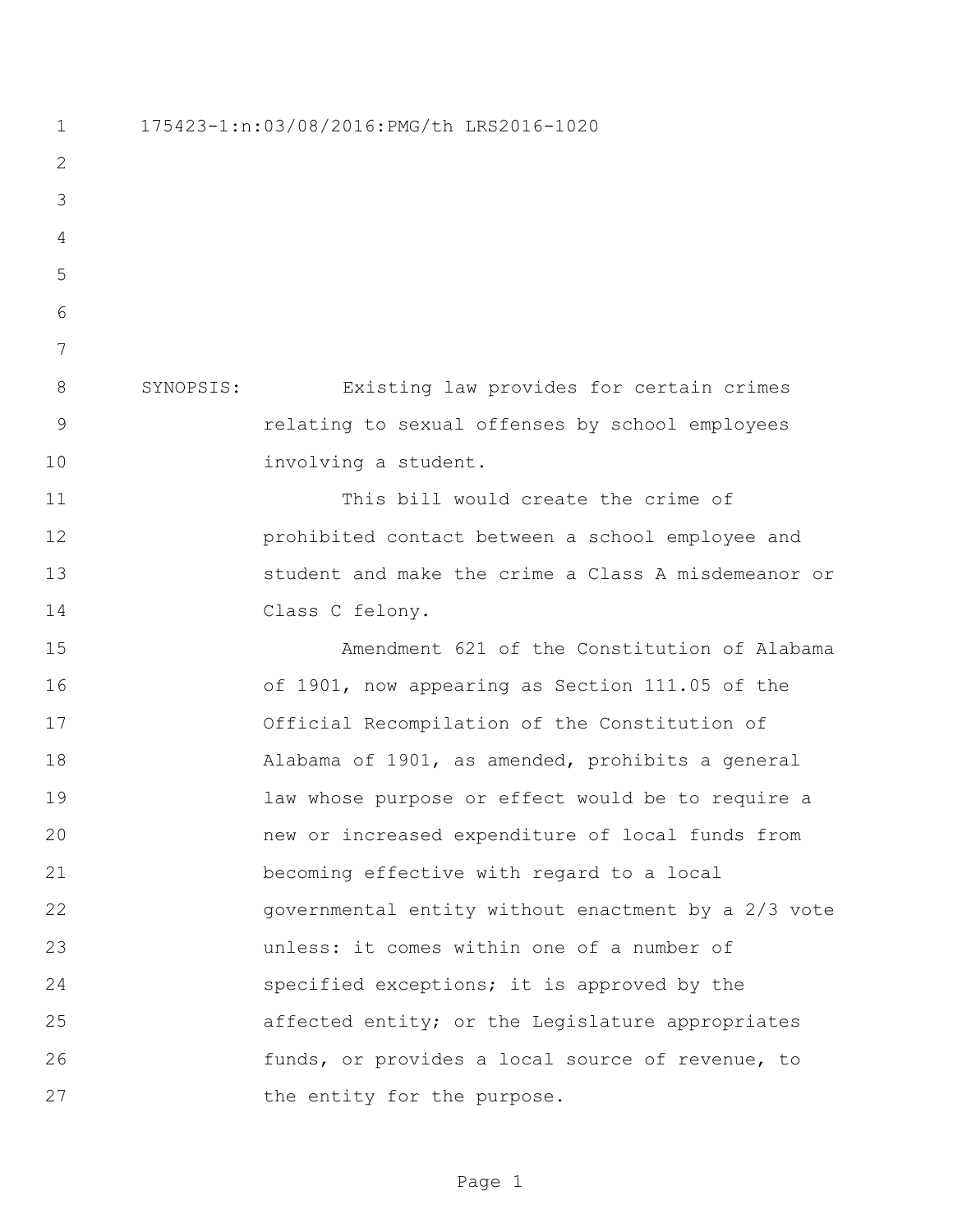175423-1:n:03/08/2016:PMG/th LRS2016-1020

SYNOPSIS: Existing law provides for certain crimes relating to sexual offenses by school employees involving a student.

This bill would create the crime of prohibited contact between a school employee and student and make the crime a Class A misdemeanor or Class C felony.

Amendment 621 of the Constitution of Alabama of 1901, now appearing as Section 111.05 of the Official Recompilation of the Constitution of Alabama of 1901, as amended, prohibits a general law whose purpose or effect would be to require a new or increased expenditure of local funds from becoming effective with regard to a local governmental entity without enactment by a 2/3 vote unless: it comes within one of a number of specified exceptions; it is approved by the affected entity; or the Legislature appropriates funds, or provides a local source of revenue, to the entity for the purpose.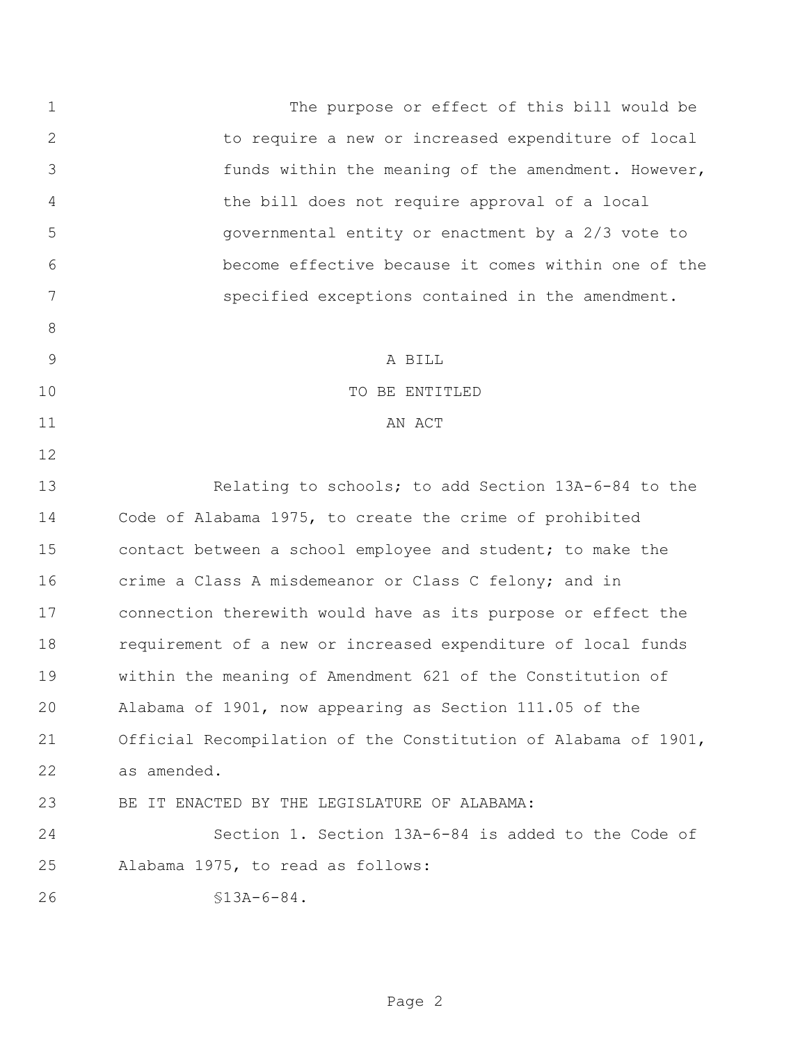The purpose or effect of this bill would be to require a new or increased expenditure of local funds within the meaning of the amendment. However, the bill does not require approval of a local governmental entity or enactment by a 2/3 vote to become effective because it comes within one of the specified exceptions contained in the amendment.

A BILL

TO BE ENTITLED

AN ACT

Relating to schools; to add Section 13A-6-84 to the Code of Alabama 1975, to create the crime of prohibited contact between a school employee and student; to make the crime a Class A misdemeanor or Class C felony; and in connection therewith would have as its purpose or effect the requirement of a new or increased expenditure of local funds within the meaning of Amendment 621 of the Constitution of Alabama of 1901, now appearing as Section 111.05 of the Official Recompilation of the Constitution of Alabama of 1901, as amended.

BE IT ENACTED BY THE LEGISLATURE OF ALABAMA:

Section 1. Section 13A-6-84 is added to the Code of Alabama 1975, to read as follows:

§13A-6-84.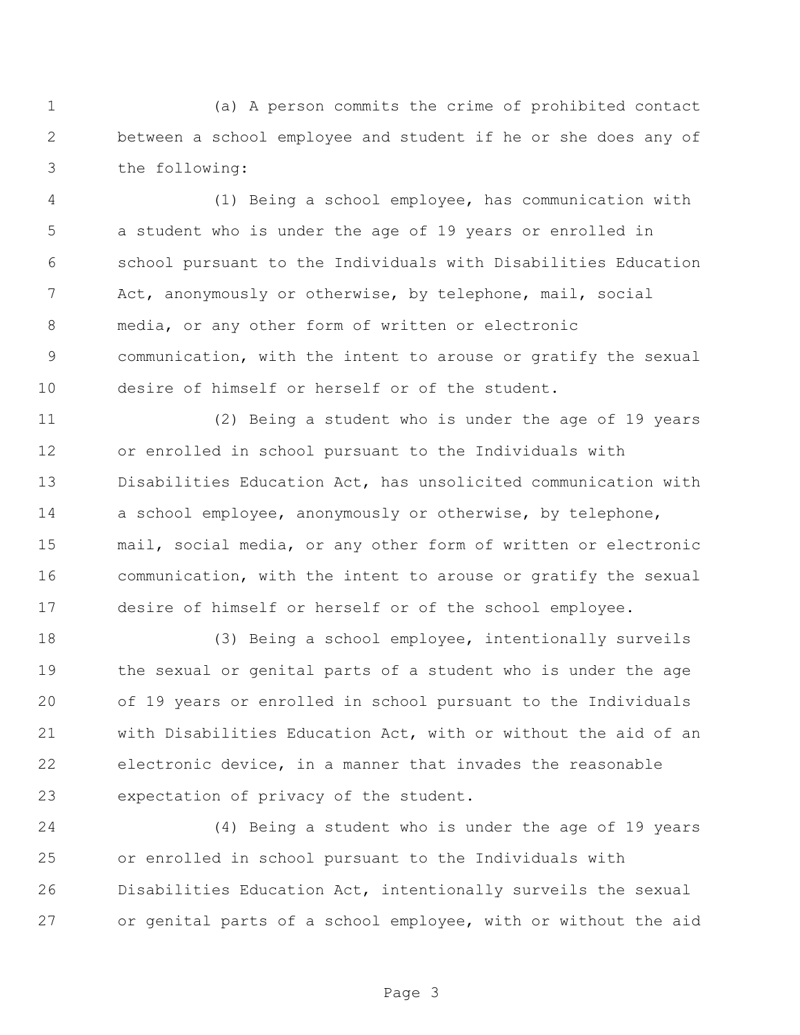(a) A person commits the crime of prohibited contact between a school employee and student if he or she does any of the following:

(1) Being a school employee, has communication with a student who is under the age of 19 years or enrolled in school pursuant to the Individuals with Disabilities Education Act, anonymously or otherwise, by telephone, mail, social media, or any other form of written or electronic communication, with the intent to arouse or gratify the sexual desire of himself or herself or of the student.

(2) Being a student who is under the age of 19 years or enrolled in school pursuant to the Individuals with Disabilities Education Act, has unsolicited communication with a school employee, anonymously or otherwise, by telephone, mail, social media, or any other form of written or electronic communication, with the intent to arouse or gratify the sexual desire of himself or herself or of the school employee.

(3) Being a school employee, intentionally surveils the sexual or genital parts of a student who is under the age of 19 years or enrolled in school pursuant to the Individuals with Disabilities Education Act, with or without the aid of an electronic device, in a manner that invades the reasonable expectation of privacy of the student.

(4) Being a student who is under the age of 19 years or enrolled in school pursuant to the Individuals with Disabilities Education Act, intentionally surveils the sexual or genital parts of a school employee, with or without the aid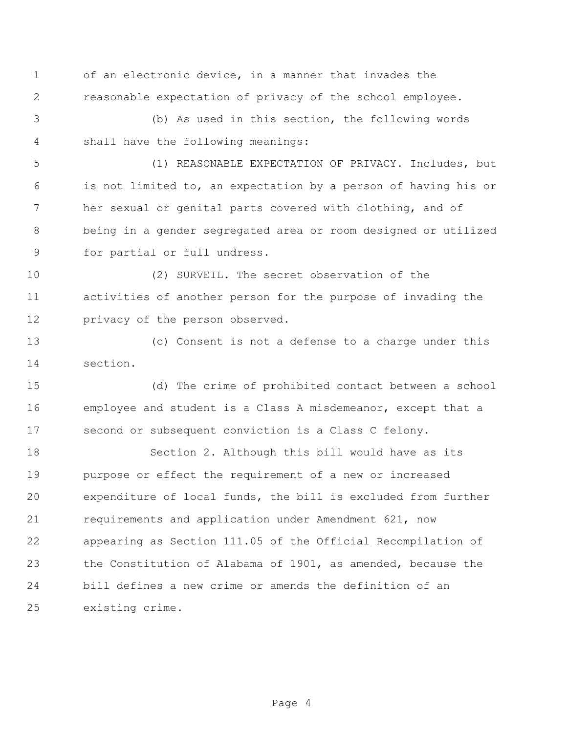of an electronic device, in a manner that invades the reasonable expectation of privacy of the school employee.

(b) As used in this section, the following words shall have the following meanings:

(1) REASONABLE EXPECTATION OF PRIVACY. Includes, but is not limited to, an expectation by a person of having his or her sexual or genital parts covered with clothing, and of being in a gender segregated area or room designed or utilized for partial or full undress.

(2) SURVEIL. The secret observation of the activities of another person for the purpose of invading the privacy of the person observed.

(c) Consent is not a defense to a charge under this section.

(d) The crime of prohibited contact between a school employee and student is a Class A misdemeanor, except that a second or subsequent conviction is a Class C felony.

Section 2. Although this bill would have as its purpose or effect the requirement of a new or increased expenditure of local funds, the bill is excluded from further requirements and application under Amendment 621, now appearing as Section 111.05 of the Official Recompilation of the Constitution of Alabama of 1901, as amended, because the bill defines a new crime or amends the definition of an existing crime.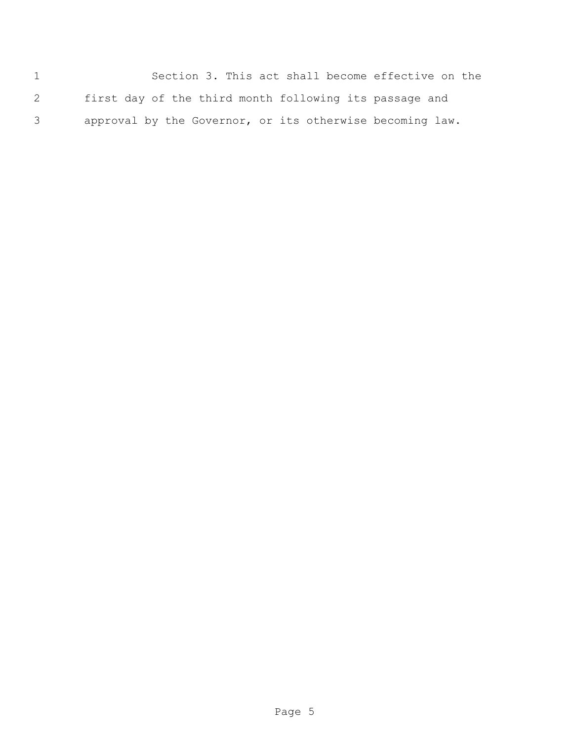Section 3. This act shall become effective on the first day of the third month following its passage and approval by the Governor, or its otherwise becoming law.